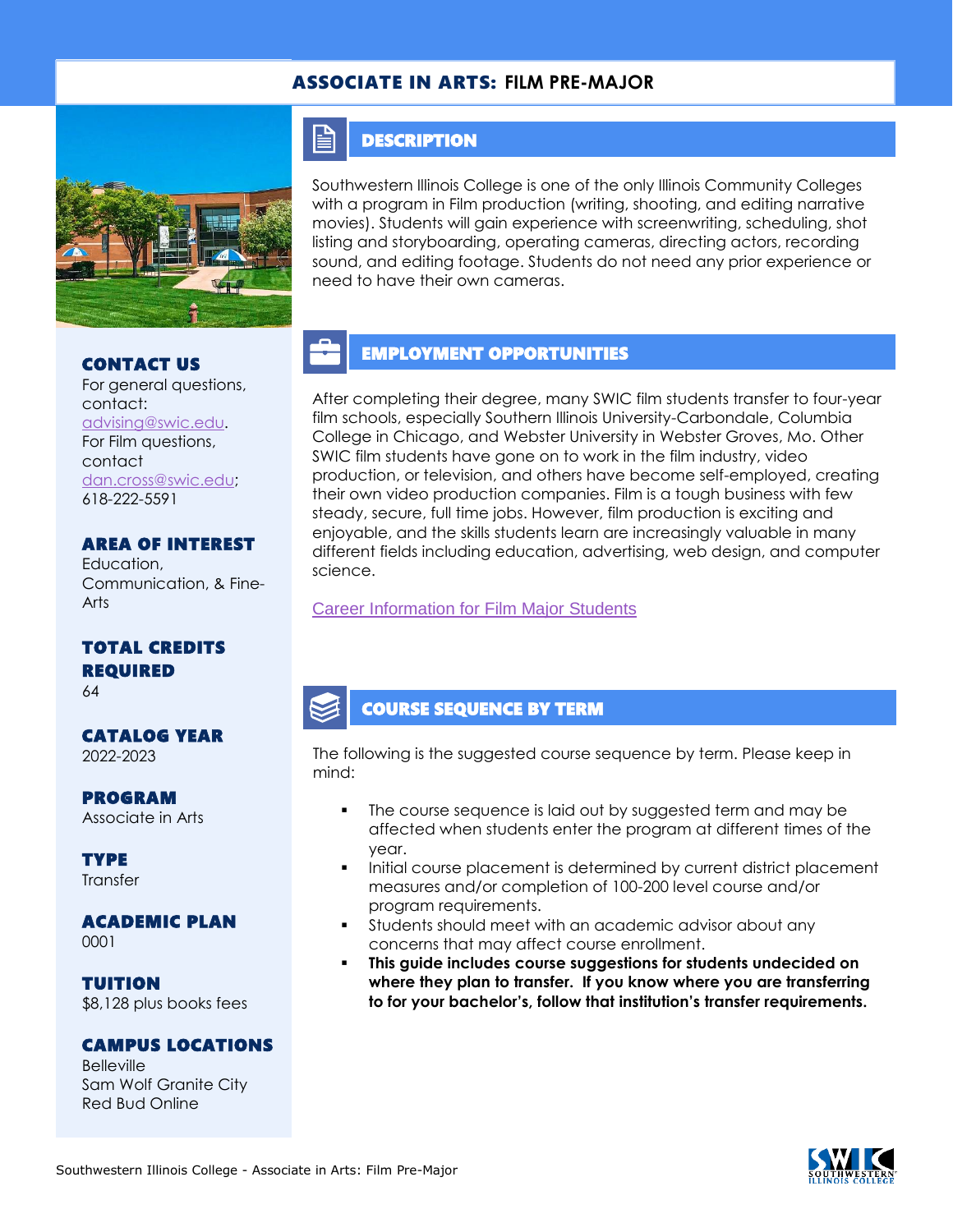# ASSOCIATE IN ARTS: FILM PRE-MAJOR

## CONTACT US

For general questions, contact: advising@swic.edu. For Film questions, contact dan.cross@swic.edu; 618-222-5591

## AREA OF INTEREST

Education, Communication, & Fine-Arts

## TOTAL CREDITS REQUIRED

64

## CATALOG YEAR

2022-2023

## PROGRAM

Associate in Arts

## TYPE

Transfer

## ACADEMIC PLAN

0001

## TUITION

$8,128 plus books fees

## CAMPUS LOCATIONS

Belleville
Sam Wolf Granite City
Red Bud Online

## DESCRIPTION

Southwestern Illinois College is one of the only Illinois Community Colleges with a program in Film production (writing, shooting, and editing narrative movies). Students will gain experience with screenwriting, scheduling, shot listing and storyboarding, operating cameras, directing actors, recording sound, and editing footage. Students do not need any prior experience or need to have their own cameras.

## EMPLOYMENT OPPORTUNITIES

After completing their degree, many SWIC film students transfer to four-year film schools, especially Southern Illinois University-Carbondale, Columbia College in Chicago, and Webster University in Webster Groves, Mo. Other SWIC film students have gone on to work in the film industry, video production, or television, and others have become self-employed, creating their own video production companies. Film is a tough business with few steady, secure, full time jobs. However, film production is exciting and enjoyable, and the skills students learn are increasingly valuable in many different fields including education, advertising, web design, and computer science.

Career Information for Film Major Students

## COURSE SEQUENCE BY TERM

The following is the suggested course sequence by term. Please keep in mind:

- The course sequence is laid out by suggested term and may be affected when students enter the program at different times of the year.
- Initial course placement is determined by current district placement measures and/or completion of 100-200 level course and/or program requirements.
- Students should meet with an academic advisor about any concerns that may affect course enrollment.
- **This guide includes course suggestions for students undecided on where they plan to transfer. If you know where you are transferring to for your bachelor's, follow that institution's transfer requirements.**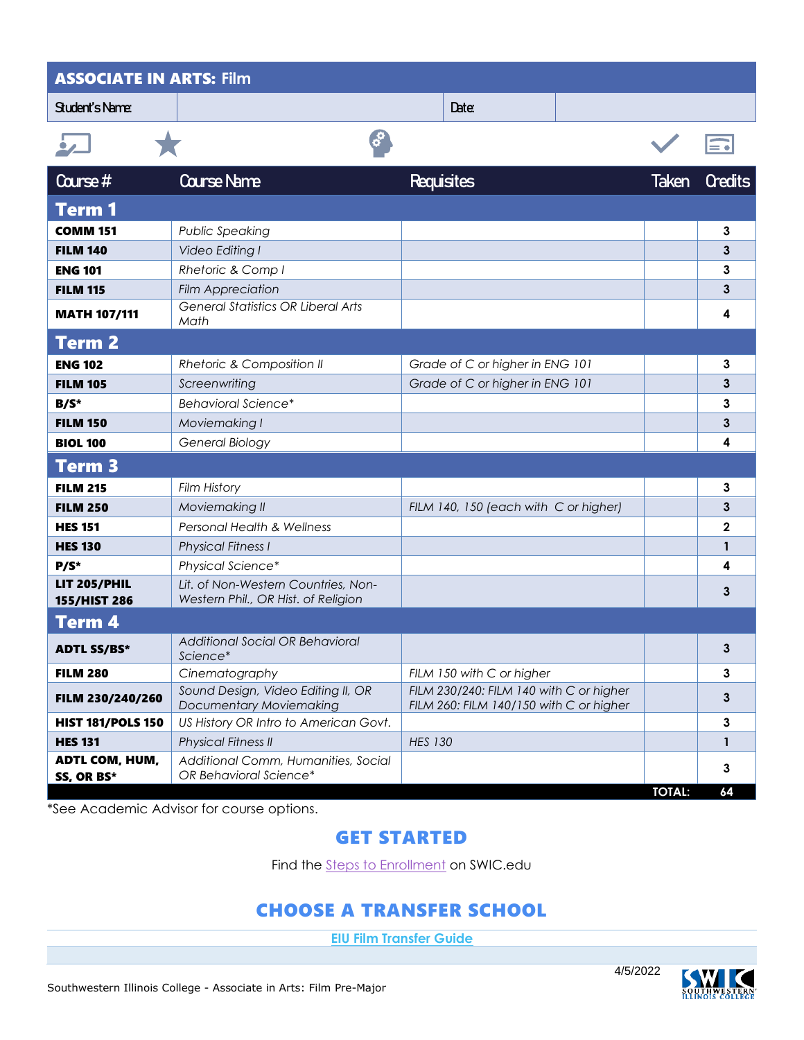## ASSOCIATE IN ARTS: Film

| Student's Name: | | Date: | |
|---|---|---|---|

| Course # | Course Name | Requisites | Taken | Credits |
|---|---|---|---|---|
| **Term 1** | | | | |
| **COMM 151** | *Public Speaking* | | | 3 |
| **FILM 140** | *Video Editing I* | | | 3 |
| **ENG 101** | *Rhetoric & Comp I* | | | 3 |
| **FILM 115** | *Film Appreciation* | | | 3 |
| **MATH 107/111** | *General Statistics OR Liberal Arts Math* | | | 4 |
| **Term 2** | | | | |
| **ENG 102** | *Rhetoric & Composition II* | *Grade of C or higher in ENG 101* | | 3 |
| **FILM 105** | *Screenwriting* | *Grade of C or higher in ENG 101* | | 3 |
| **B/S*** | *Behavioral Science** | | | 3 |
| **FILM 150** | *Moviemaking I* | | | 3 |
| **BIOL 100** | *General Biology* | | | 4 |
| **Term 3** | | | | |
| **FILM 215** | *Film History* | | | 3 |
| **FILM 250** | *Moviemaking II* | *FILM 140, 150 (each with C or higher)* | | 3 |
| **HES 151** | *Personal Health & Wellness* | | | 2 |
| **HES 130** | *Physical Fitness I* | | | 1 |
| **P/S*** | *Physical Science** | | | 4 |
| **LIT 205/PHIL 155/HIST 286** | *Lit. of Non-Western Countries, Non-Western Phil., OR Hist. of Religion* | | | 3 |
| **Term 4** | | | | |
| **ADTL SS/BS*** | *Additional Social OR Behavioral Science** | | | 3 |
| **FILM 280** | *Cinematography* | *FILM 150 with C or higher* | | 3 |
| **FILM 230/240/260** | *Sound Design, Video Editing II, OR Documentary Moviemaking* | *FILM 230/240: FILM 140 with C or higher FILM 260: FILM 140/150 with C or higher* | | 3 |
| **HIST 181/POLS 150** | *US History OR Intro to American Govt.* | | | 3 |
| **HES 131** | *Physical Fitness II* | *HES 130* | | 1 |
| **ADTL COM, HUM, SS, OR BS*** | *Additional Comm, Humanities, Social OR Behavioral Science** | | | 3 |
| | | | **TOTAL:** | **64** |

*See Academic Advisor for course options.

## GET STARTED

Find the Steps to Enrollment on SWIC.edu

## CHOOSE A TRANSFER SCHOOL

EIU Film Transfer Guide

4/5/2022

Southwestern Illinois College - Associate in Arts: Film Pre-Major